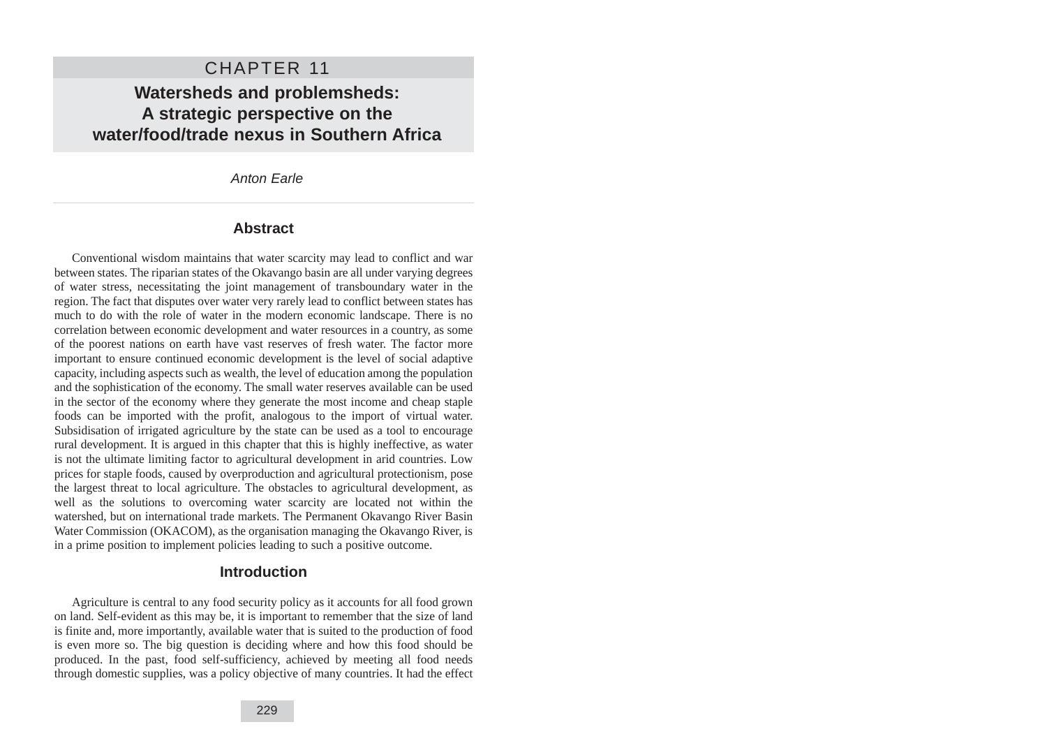# CHAPTER 11

# Watersheds and problemsheds: A strategic perspective on the water/food/trade nexus in Southern Africa

*Anton Earle*

## Abstract

Conventional wisdom maintains that water scarcity may lead to conflict and war between states. The riparian states of the Okavango basin are all under varying degrees of water stress, necessitating the joint management of transboundary water in the region. The fact that disputes over water very rarely lead to conflict between states has much to do with the role of water in the modern economic landscape. There is no correlation between economic development and water resources in a country, as some of the poorest nations on earth have vast reserves of fresh water. The factor more important to ensure continued economic development is the level of social adaptive capacity, including aspects such as wealth, the level of education among the population and the sophistication of the economy. The small water reserves available can be used in the sector of the economy where they generate the most income and cheap staple foods can be imported with the profit, analogous to the import of virtual water. Subsidisation of irrigated agriculture by the state can be used as a tool to encourage rural development. It is argued in this chapter that this is highly ineffective, as water is not the ultimate limiting factor to agricultural development in arid countries. Low prices for staple foods, caused by overproduction and agricultural protectionism, pose the largest threat to local agriculture. The obstacles to agricultural development, as well as the solutions to overcoming water scarcity are located not within the watershed, but on international trade markets. The Permanent Okavango River Basin Water Commission (OKACOM), as the organisation managing the Okavango River, is in a prime position to implement policies leading to such a positive outcome.

## Introduction

Agriculture is central to any food security policy as it accounts for all food grown on land. Self-evident as this may be, it is important to remember that the size of land is finite and, more importantly, available water that is suited to the production of food is even more so. The big question is deciding where and how this food should be produced. In the past, food self-sufficiency, achieved by meeting all food needs through domestic supplies, was a policy objective of many countries. It had the effect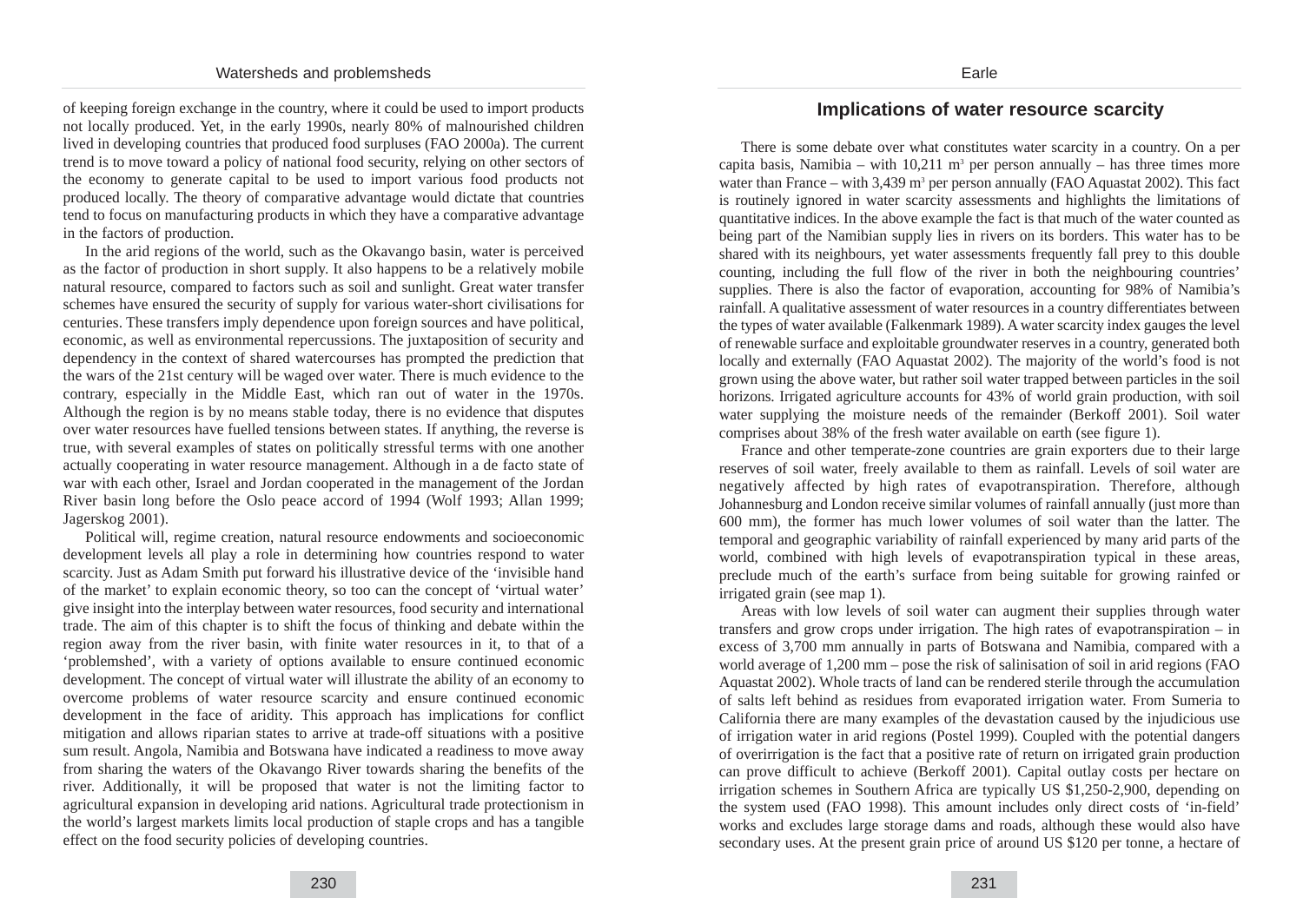of keeping foreign exchange in the country, where it could be used to import products not locally produced. Yet, in the early 1990s, nearly 80% of malnourished children lived in developing countries that produced food surpluses (FAO 2000a). The current trend is to move toward a policy of national food security, relying on other sectors of the economy to generate capital to be used to import various food products not produced locally. The theory of comparative advantage would dictate that countries tend to focus on manufacturing products in which they have a comparative advantage in the factors of production.

In the arid regions of the world, such as the Okavango basin, water is perceived as the factor of production in short supply. It also happens to be a relatively mobile natural resource, compared to factors such as soil and sunlight. Great water transfer schemes have ensured the security of supply for various water-short civilisations for centuries. These transfers imply dependence upon foreign sources and have political, economic, as well as environmental repercussions. The juxtaposition of security and dependency in the context of shared watercourses has prompted the prediction that the wars of the 21st century will be waged over water. There is much evidence to the contrary, especially in the Middle East, which ran out of water in the 1970s. Although the region is by no means stable today, there is no evidence that disputes over water resources have fuelled tensions between states. If anything, the reverse is true, with several examples of states on politically stressful terms with one another actually cooperating in water resource management. Although in a de facto state of war with each other, Israel and Jordan cooperated in the management of the Jordan River basin long before the Oslo peace accord of 1994 (Wolf 1993; Allan 1999; Jagerskog 2001).

Political will, regime creation, natural resource endowments and socioeconomic development levels all play a role in determining how countries respond to water scarcity. Just as Adam Smith put forward his illustrative device of the 'invisible hand of the market' to explain economic theory, so too can the concept of 'virtual water' give insight into the interplay between water resources, food security and international trade. The aim of this chapter is to shift the focus of thinking and debate within the region away from the river basin, with finite water resources in it, to that of a 'problemshed', with a variety of options available to ensure continued economic development. The concept of virtual water will illustrate the ability of an economy to overcome problems of water resource scarcity and ensure continued economic development in the face of aridity. This approach has implications for conflict mitigation and allows riparian states to arrive at trade-off situations with a positive sum result. Angola, Namibia and Botswana have indicated a readiness to move away from sharing the waters of the Okavango River towards sharing the benefits of the river. Additionally, it will be proposed that water is not the limiting factor to agricultural expansion in developing arid nations. Agricultural trade protectionism in the world's largest markets limits local production of staple crops and has a tangible effect on the food security policies of developing countries.

## Implications of water resource scarcity

There is some debate over what constitutes water scarcity in a country. On a per capita basis, Namibia – with 10,211 $m^3$ per person annually – has three times more water than France – with 3,439 $m^3$ per person annually (FAO Aquastat 2002). This fact is routinely ignored in water scarcity assessments and highlights the limitations of quantitative indices. In the above example the fact is that much of the water counted as being part of the Namibian supply lies in rivers on its borders. This water has to be shared with its neighbours, yet water assessments frequently fall prey to this double counting, including the full flow of the river in both the neighbouring countries' supplies. There is also the factor of evaporation, accounting for 98% of Namibia's rainfall. A qualitative assessment of water resources in a country differentiates between the types of water available (Falkenmark 1989). A water scarcity index gauges the level of renewable surface and exploitable groundwater reserves in a country, generated both locally and externally (FAO Aquastat 2002). The majority of the world's food is not grown using the above water, but rather soil water trapped between particles in the soil horizons. Irrigated agriculture accounts for 43% of world grain production, with soil water supplying the moisture needs of the remainder (Berkoff 2001). Soil water comprises about 38% of the fresh water available on earth (see figure 1).

France and other temperate-zone countries are grain exporters due to their large reserves of soil water, freely available to them as rainfall. Levels of soil water are negatively affected by high rates of evapotranspiration. Therefore, although Johannesburg and London receive similar volumes of rainfall annually (just more than 600 mm), the former has much lower volumes of soil water than the latter. The temporal and geographic variability of rainfall experienced by many arid parts of the world, combined with high levels of evapotranspiration typical in these areas, preclude much of the earth's surface from being suitable for growing rainfed or irrigated grain (see map 1).

Areas with low levels of soil water can augment their supplies through water transfers and grow crops under irrigation. The high rates of evapotranspiration – in excess of 3,700 mm annually in parts of Botswana and Namibia, compared with a world average of 1,200 mm – pose the risk of salinisation of soil in arid regions (FAO Aquastat 2002). Whole tracts of land can be rendered sterile through the accumulation of salts left behind as residues from evaporated irrigation water. From Sumeria to California there are many examples of the devastation caused by the injudicious use of irrigation water in arid regions (Postel 1999). Coupled with the potential dangers of overirrigation is the fact that a positive rate of return on irrigated grain production can prove difficult to achieve (Berkoff 2001). Capital outlay costs per hectare on irrigation schemes in Southern Africa are typically US $1,250-2,900, depending on the system used (FAO 1998). This amount includes only direct costs of 'in-field' works and excludes large storage dams and roads, although these would also have secondary uses. At the present grain price of around US $120 per tonne, a hectare of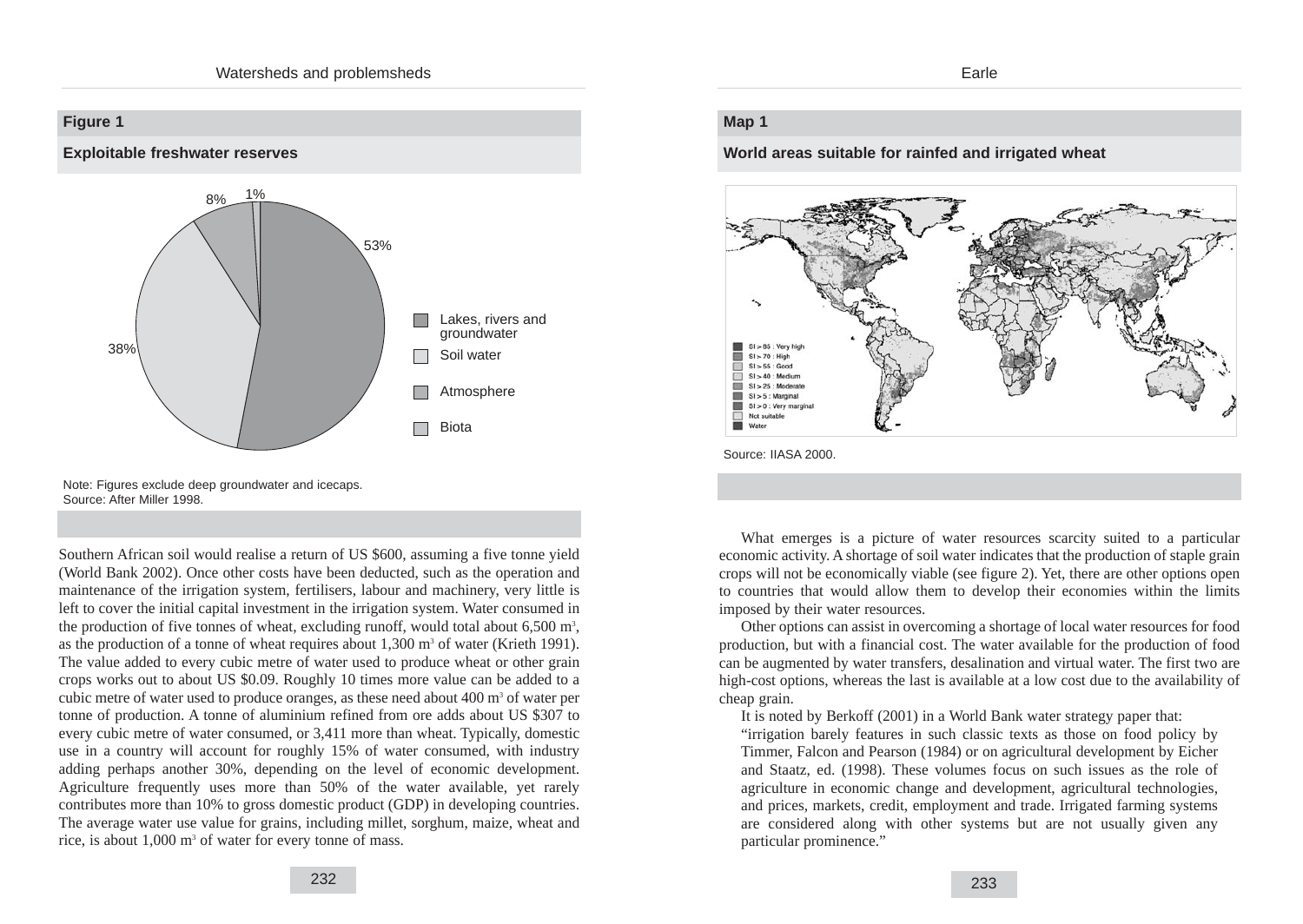**Figure 1**

**Exploitable freshwater reserves**

| Category | Share |
|---|---|
| Lakes, rivers and groundwater | 53% |
| Soil water | 38% |
| Atmosphere | 8% |
| Biota | 1% |

Note: Figures exclude deep groundwater and icecaps.
Source: After Miller 1998.

Southern African soil would realise a return of US \$600, assuming a five tonne yield (World Bank 2002). Once other costs have been deducted, such as the operation and maintenance of the irrigation system, fertilisers, labour and machinery, very little is left to cover the initial capital investment in the irrigation system. Water consumed in the production of five tonnes of wheat, excluding runoff, would total about 6,500 m$^3$, as the production of a tonne of wheat requires about 1,300 m$^3$ of water (Krieth 1991). The value added to every cubic metre of water used to produce wheat or other grain crops works out to about US \$0.09. Roughly 10 times more value can be added to a cubic metre of water used to produce oranges, as these need about 400 m$^3$ of water per tonne of production. A tonne of aluminium refined from ore adds about US \$307 to every cubic metre of water consumed, or 3,411 more than wheat. Typically, domestic use in a country will account for roughly 15% of water consumed, with industry adding perhaps another 30%, depending on the level of economic development. Agriculture frequently uses more than 50% of the water available, yet rarely contributes more than 10% to gross domestic product (GDP) in developing countries. The average water use value for grains, including millet, sorghum, maize, wheat and rice, is about 1,000 m$^3$ of water for every tonne of mass.

**Map 1**

**World areas suitable for rainfed and irrigated wheat**

SI > 85 : Very high
SI > 70 : High
SI > 55 : Good
SI > 40 : Medium
SI > 25 : Moderate
SI > 5 : Marginal
SI > 0 : Very marginal
Not suitable
Water

Source: IIASA 2000.

What emerges is a picture of water resources scarcity suited to a particular economic activity. A shortage of soil water indicates that the production of staple grain crops will not be economically viable (see figure 2). Yet, there are other options open to countries that would allow them to develop their economies within the limits imposed by their water resources.

Other options can assist in overcoming a shortage of local water resources for food production, but with a financial cost. The water available for the production of food can be augmented by water transfers, desalination and virtual water. The first two are high-cost options, whereas the last is available at a low cost due to the availability of cheap grain.

It is noted by Berkoff (2001) in a World Bank water strategy paper that:

> "irrigation barely features in such classic texts as those on food policy by Timmer, Falcon and Pearson (1984) or on agricultural development by Eicher and Staatz, ed. (1998). These volumes focus on such issues as the role of agriculture in economic change and development, agricultural technologies, and prices, markets, credit, employment and trade. Irrigated farming systems are considered along with other systems but are not usually given any particular prominence."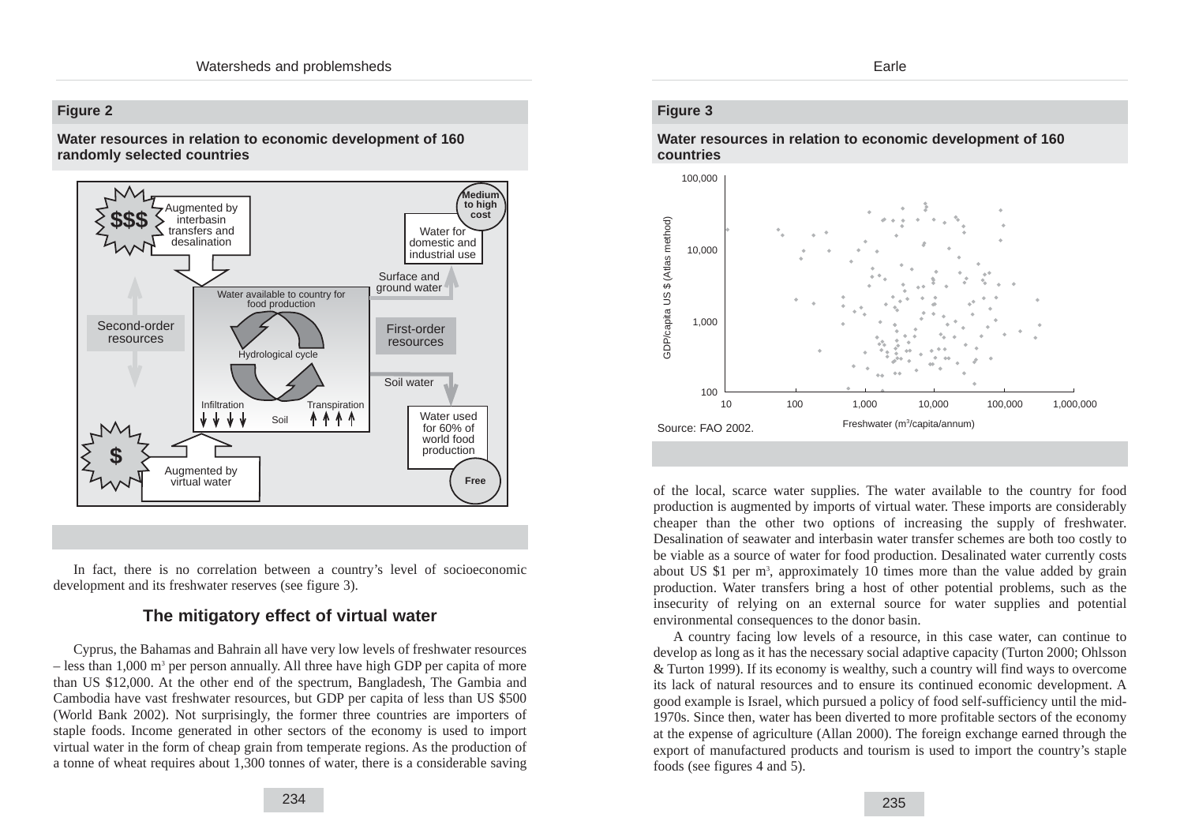**Figure 2**

**Water resources in relation to economic development of 160 randomly selected countries**

$$$ Augmented by interbasin transfers and desalination

Medium to high cost

Water for domestic and industrial use

Surface and ground water

Water available to country for food production

Hydrological cycle

Second-order resources

First-order resources

Soil water

Infiltration

Soil

Transpiration

Water used for 60% of world food production

Free

$ Augmented by virtual water

In fact, there is no correlation between a country's level of socioeconomic development and its freshwater reserves (see figure 3).

## The mitigatory effect of virtual water

Cyprus, the Bahamas and Bahrain all have very low levels of freshwater resources – less than 1,000 m³ per person annually. All three have high GDP per capita of more than US $12,000. At the other end of the spectrum, Bangladesh, The Gambia and Cambodia have vast freshwater resources, but GDP per capita of less than US $500 (World Bank 2002). Not surprisingly, the former three countries are importers of staple foods. Income generated in other sectors of the economy is used to import virtual water in the form of cheap grain from temperate regions. As the production of a tonne of wheat requires about 1,300 tonnes of water, there is a considerable saving of the local, scarce water supplies. The water available to the country for food production is augmented by imports of virtual water. These imports are considerably cheaper than the other two options of increasing the supply of freshwater. Desalination of seawater and interbasin water transfer schemes are both too costly to be viable as a source of water for food production. Desalinated water currently costs about US $1 per m³, approximately 10 times more than the value added by grain production. Water transfers bring a host of other potential problems, such as the insecurity of relying on an external source for water supplies and potential environmental consequences to the donor basin.

**Figure 3**

**Water resources in relation to economic development of 160 countries**

GDP/capita US $ (Atlas method): 100; 1,000; 10,000; 100,000

Freshwater (m³/capita/annum): 10; 100; 1,000; 10,000; 100,000; 1,000,000

Source: FAO 2002.

A country facing low levels of a resource, in this case water, can continue to develop as long as it has the necessary social adaptive capacity (Turton 2000; Ohlsson & Turton 1999). If its economy is wealthy, such a country will find ways to overcome its lack of natural resources and to ensure its continued economic development. A good example is Israel, which pursued a policy of food self-sufficiency until the mid-1970s. Since then, water has been diverted to more profitable sectors of the economy at the expense of agriculture (Allan 2000). The foreign exchange earned through the export of manufactured products and tourism is used to import the country's staple foods (see figures 4 and 5).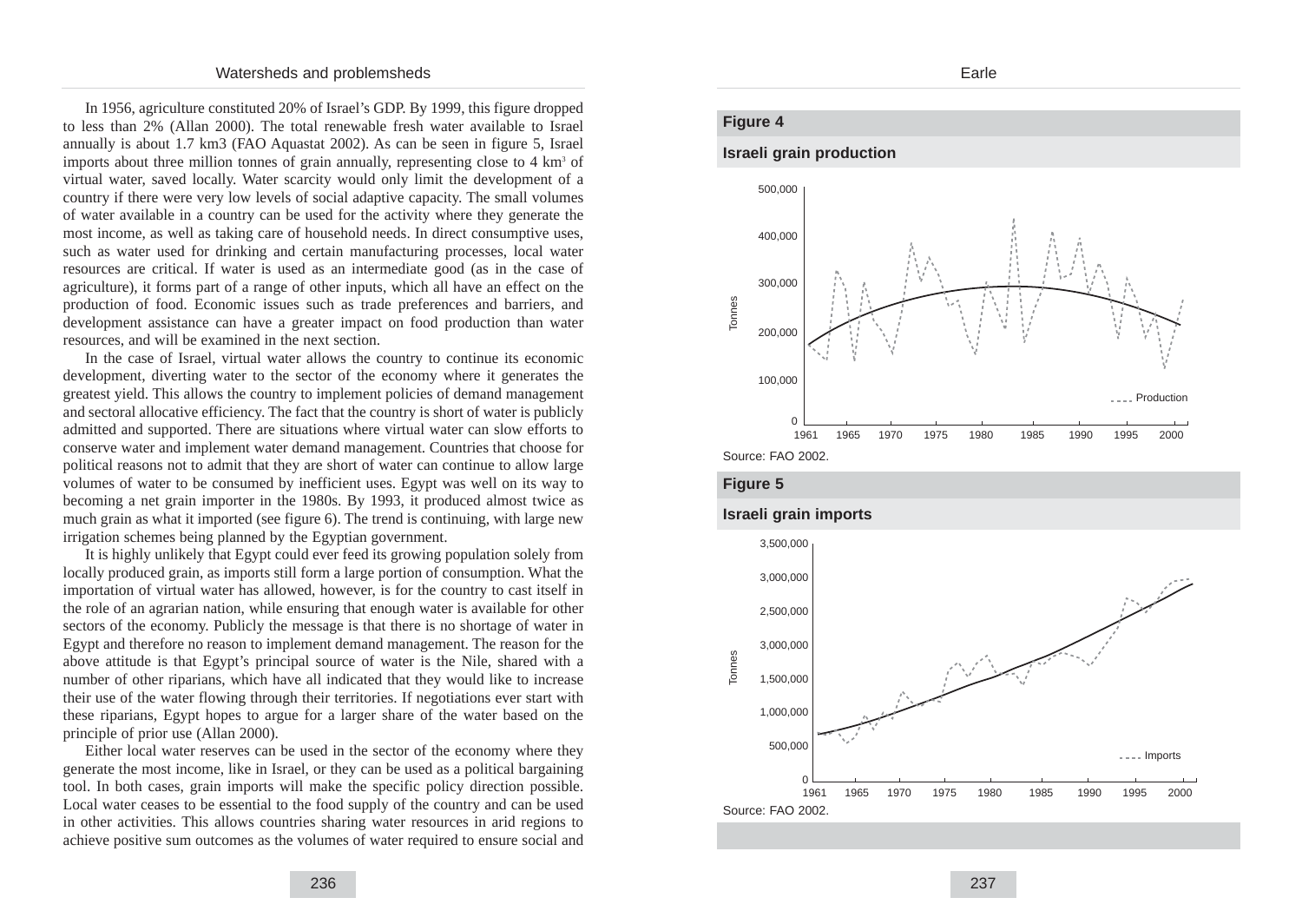In 1956, agriculture constituted 20% of Israel's GDP. By 1999, this figure dropped to less than 2% (Allan 2000). The total renewable fresh water available to Israel annually is about 1.7 km3 (FAO Aquastat 2002). As can be seen in figure 5, Israel imports about three million tonnes of grain annually, representing close to 4 km$^3$ of virtual water, saved locally. Water scarcity would only limit the development of a country if there were very low levels of social adaptive capacity. The small volumes of water available in a country can be used for the activity where they generate the most income, as well as taking care of household needs. In direct consumptive uses, such as water used for drinking and certain manufacturing processes, local water resources are critical. If water is used as an intermediate good (as in the case of agriculture), it forms part of a range of other inputs, which all have an effect on the production of food. Economic issues such as trade preferences and barriers, and development assistance can have a greater impact on food production than water resources, and will be examined in the next section.

In the case of Israel, virtual water allows the country to continue its economic development, diverting water to the sector of the economy where it generates the greatest yield. This allows the country to implement policies of demand management and sectoral allocative efficiency. The fact that the country is short of water is publicly admitted and supported. There are situations where virtual water can slow efforts to conserve water and implement water demand management. Countries that choose for political reasons not to admit that they are short of water can continue to allow large volumes of water to be consumed by inefficient uses. Egypt was well on its way to becoming a net grain importer in the 1980s. By 1993, it produced almost twice as much grain as what it imported (see figure 6). The trend is continuing, with large new irrigation schemes being planned by the Egyptian government.

It is highly unlikely that Egypt could ever feed its growing population solely from locally produced grain, as imports still form a large portion of consumption. What the importation of virtual water has allowed, however, is for the country to cast itself in the role of an agrarian nation, while ensuring that enough water is available for other sectors of the economy. Publicly the message is that there is no shortage of water in Egypt and therefore no reason to implement demand management. The reason for the above attitude is that Egypt's principal source of water is the Nile, shared with a number of other riparians, which have all indicated that they would like to increase their use of the water flowing through their territories. If negotiations ever start with these riparians, Egypt hopes to argue for a larger share of the water based on the principle of prior use (Allan 2000).

Either local water reserves can be used in the sector of the economy where they generate the most income, like in Israel, or they can be used as a political bargaining tool. In both cases, grain imports will make the specific policy direction possible. Local water ceases to be essential to the food supply of the country and can be used in other activities. This allows countries sharing water resources in arid regions to achieve positive sum outcomes as the volumes of water required to ensure social and

**Figure 4**

**Israeli grain production**

Source: FAO 2002.

**Figure 5**

**Israeli grain imports**

Source: FAO 2002.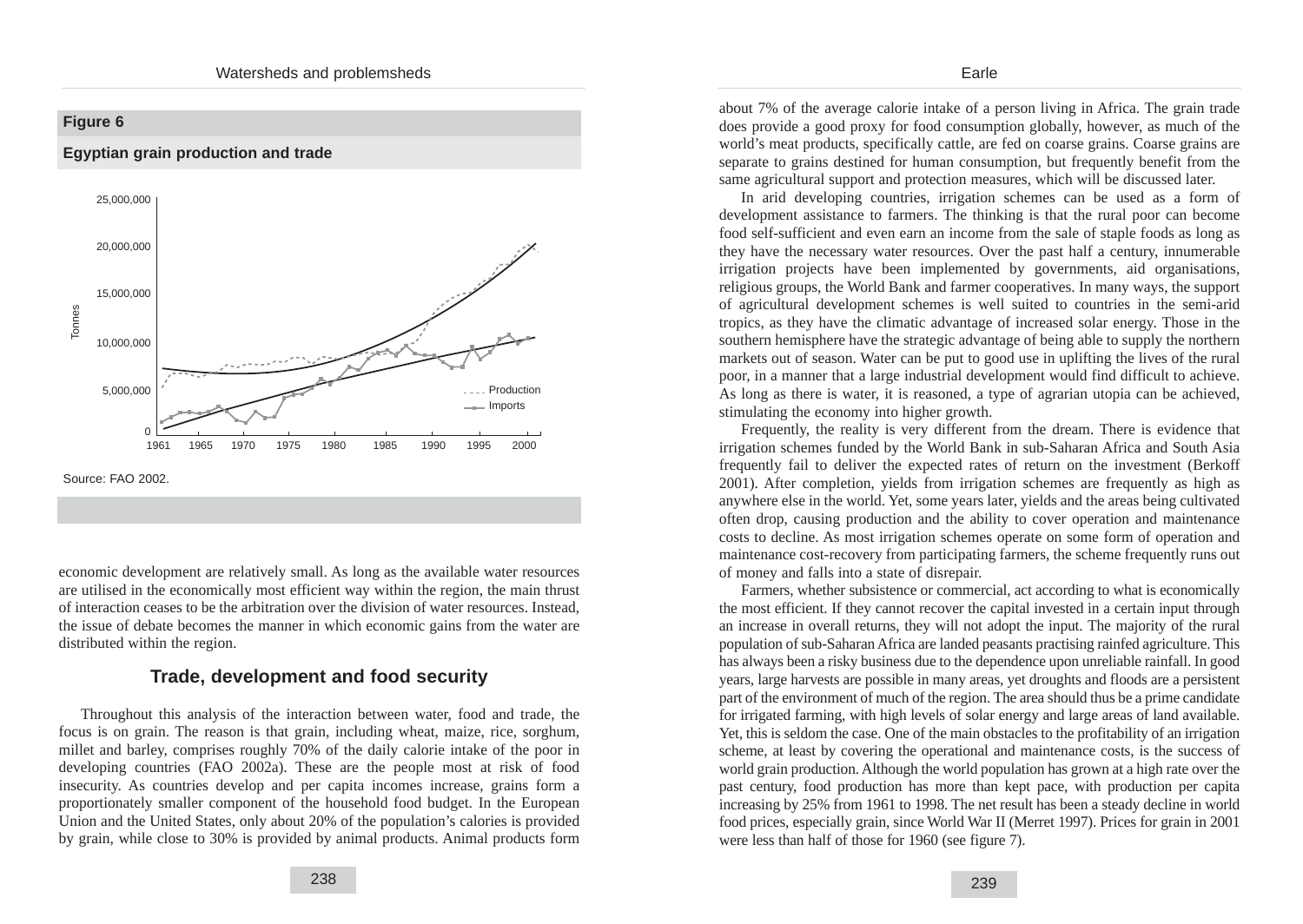**Figure 6**

**Egyptian grain production and trade**

Source: FAO 2002.

economic development are relatively small. As long as the available water resources are utilised in the economically most efficient way within the region, the main thrust of interaction ceases to be the arbitration over the division of water resources. Instead, the issue of debate becomes the manner in which economic gains from the water are distributed within the region.

## Trade, development and food security

Throughout this analysis of the interaction between water, food and trade, the focus is on grain. The reason is that grain, including wheat, maize, rice, sorghum, millet and barley, comprises roughly 70% of the daily calorie intake of the poor in developing countries (FAO 2002a). These are the people most at risk of food insecurity. As countries develop and per capita incomes increase, grains form a proportionately smaller component of the household food budget. In the European Union and the United States, only about 20% of the population's calories is provided by grain, while close to 30% is provided by animal products. Animal products form about 7% of the average calorie intake of a person living in Africa. The grain trade does provide a good proxy for food consumption globally, however, as much of the world's meat products, specifically cattle, are fed on coarse grains. Coarse grains are separate to grains destined for human consumption, but frequently benefit from the same agricultural support and protection measures, which will be discussed later.

In arid developing countries, irrigation schemes can be used as a form of development assistance to farmers. The thinking is that the rural poor can become food self-sufficient and even earn an income from the sale of staple foods as long as they have the necessary water resources. Over the past half a century, innumerable irrigation projects have been implemented by governments, aid organisations, religious groups, the World Bank and farmer cooperatives. In many ways, the support of agricultural development schemes is well suited to countries in the semi-arid tropics, as they have the climatic advantage of increased solar energy. Those in the southern hemisphere have the strategic advantage of being able to supply the northern markets out of season. Water can be put to good use in uplifting the lives of the rural poor, in a manner that a large industrial development would find difficult to achieve. As long as there is water, it is reasoned, a type of agrarian utopia can be achieved, stimulating the economy into higher growth.

Frequently, the reality is very different from the dream. There is evidence that irrigation schemes funded by the World Bank in sub-Saharan Africa and South Asia frequently fail to deliver the expected rates of return on the investment (Berkoff 2001). After completion, yields from irrigation schemes are frequently as high as anywhere else in the world. Yet, some years later, yields and the areas being cultivated often drop, causing production and the ability to cover operation and maintenance costs to decline. As most irrigation schemes operate on some form of operation and maintenance cost-recovery from participating farmers, the scheme frequently runs out of money and falls into a state of disrepair.

Farmers, whether subsistence or commercial, act according to what is economically the most efficient. If they cannot recover the capital invested in a certain input through an increase in overall returns, they will not adopt the input. The majority of the rural population of sub-Saharan Africa are landed peasants practising rainfed agriculture. This has always been a risky business due to the dependence upon unreliable rainfall. In good years, large harvests are possible in many areas, yet droughts and floods are a persistent part of the environment of much of the region. The area should thus be a prime candidate for irrigated farming, with high levels of solar energy and large areas of land available. Yet, this is seldom the case. One of the main obstacles to the profitability of an irrigation scheme, at least by covering the operational and maintenance costs, is the success of world grain production. Although the world population has grown at a high rate over the past century, food production has more than kept pace, with production per capita increasing by 25% from 1961 to 1998. The net result has been a steady decline in world food prices, especially grain, since World War II (Merret 1997). Prices for grain in 2001 were less than half of those for 1960 (see figure 7).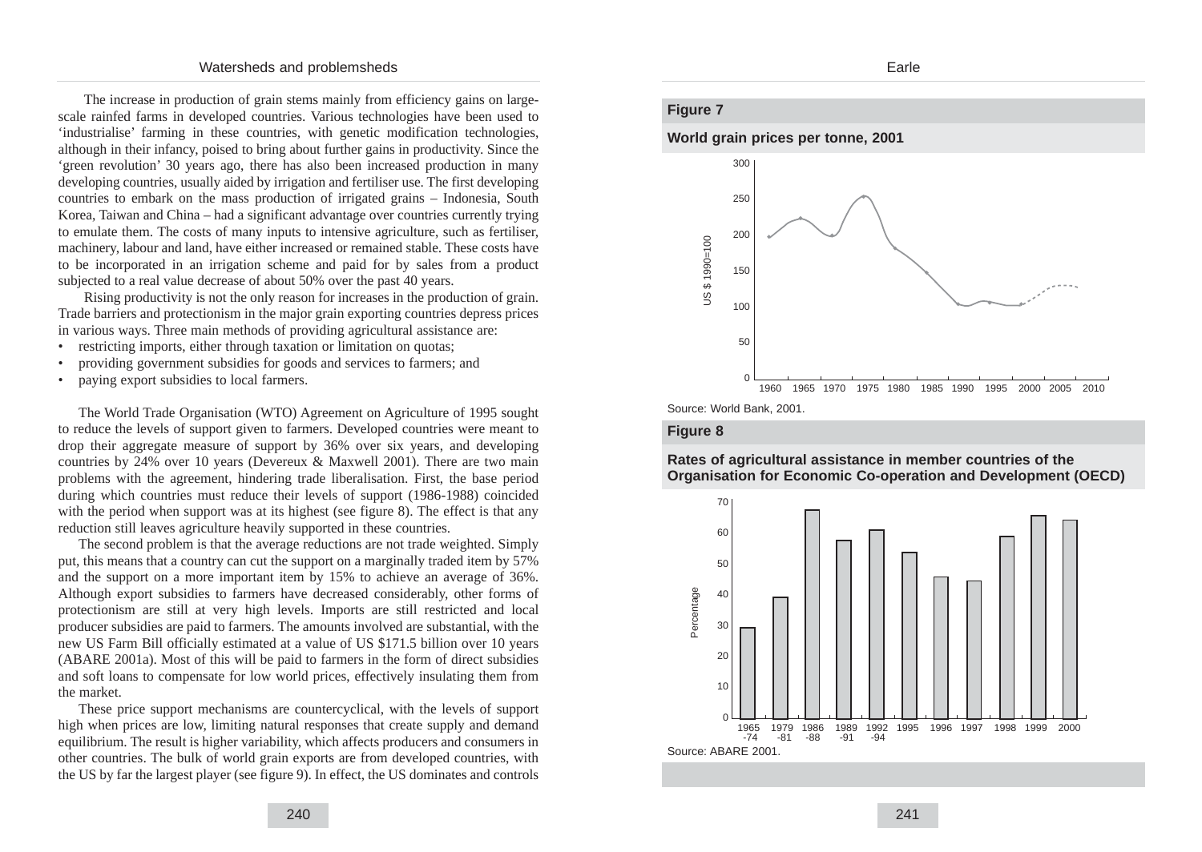The increase in production of grain stems mainly from efficiency gains on large-scale rainfed farms in developed countries. Various technologies have been used to 'industrialise' farming in these countries, with genetic modification technologies, although in their infancy, poised to bring about further gains in productivity. Since the 'green revolution' 30 years ago, there has also been increased production in many developing countries, usually aided by irrigation and fertiliser use. The first developing countries to embark on the mass production of irrigated grains – Indonesia, South Korea, Taiwan and China – had a significant advantage over countries currently trying to emulate them. The costs of many inputs to intensive agriculture, such as fertiliser, machinery, labour and land, have either increased or remained stable. These costs have to be incorporated in an irrigation scheme and paid for by sales from a product subjected to a real value decrease of about 50% over the past 40 years.

Rising productivity is not the only reason for increases in the production of grain. Trade barriers and protectionism in the major grain exporting countries depress prices in various ways. Three main methods of providing agricultural assistance are:

- restricting imports, either through taxation or limitation on quotas;
- providing government subsidies for goods and services to farmers; and
- paying export subsidies to local farmers.

The World Trade Organisation (WTO) Agreement on Agriculture of 1995 sought to reduce the levels of support given to farmers. Developed countries were meant to drop their aggregate measure of support by 36% over six years, and developing countries by 24% over 10 years (Devereux & Maxwell 2001). There are two main problems with the agreement, hindering trade liberalisation. First, the base period during which countries must reduce their levels of support (1986-1988) coincided with the period when support was at its highest (see figure 8). The effect is that any reduction still leaves agriculture heavily supported in these countries.

The second problem is that the average reductions are not trade weighted. Simply put, this means that a country can cut the support on a marginally traded item by 57% and the support on a more important item by 15% to achieve an average of 36%. Although export subsidies to farmers have decreased considerably, other forms of protectionism are still at very high levels. Imports are still restricted and local producer subsidies are paid to farmers. The amounts involved are substantial, with the new US Farm Bill officially estimated at a value of US $171.5 billion over 10 years (ABARE 2001a). Most of this will be paid to farmers in the form of direct subsidies and soft loans to compensate for low world prices, effectively insulating them from the market.

These price support mechanisms are countercyclical, with the levels of support high when prices are low, limiting natural responses that create supply and demand equilibrium. The result is higher variability, which affects producers and consumers in other countries. The bulk of world grain exports are from developed countries, with the US by far the largest player (see figure 9). In effect, the US dominates and controls

**Figure 7**

**World grain prices per tonne, 2001**

Source: World Bank, 2001.

**Figure 8**

**Rates of agricultural assistance in member countries of the Organisation for Economic Co-operation and Development (OECD)**

Source: ABARE 2001.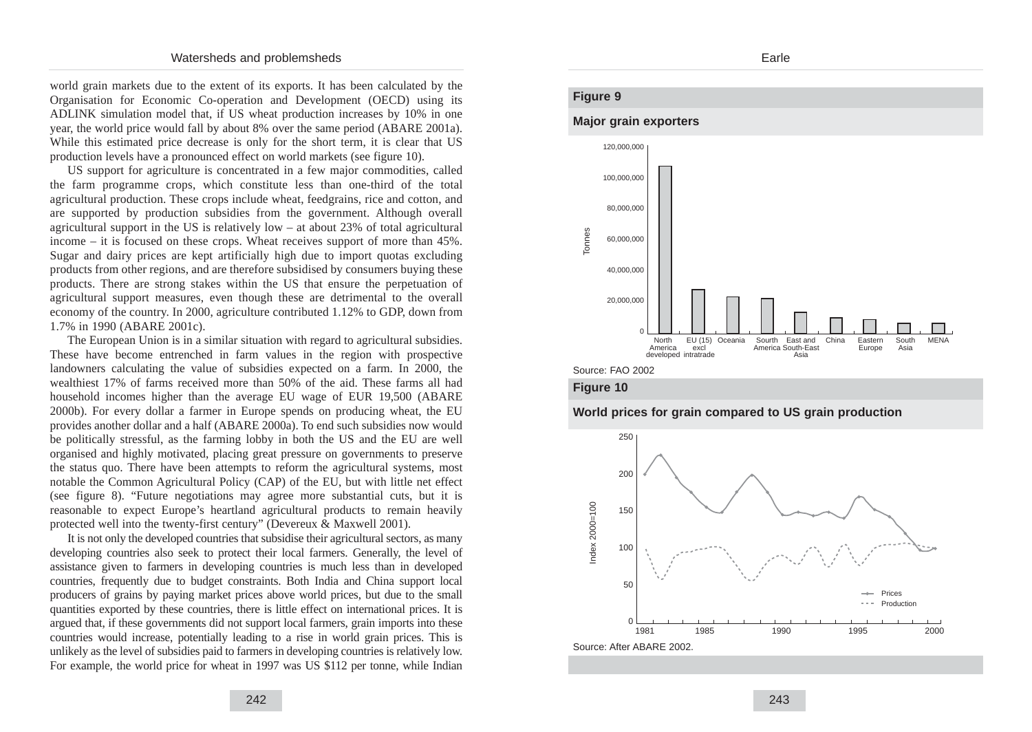world grain markets due to the extent of its exports. It has been calculated by the Organisation for Economic Co-operation and Development (OECD) using its ADLINK simulation model that, if US wheat production increases by 10% in one year, the world price would fall by about 8% over the same period (ABARE 2001a). While this estimated price decrease is only for the short term, it is clear that US production levels have a pronounced effect on world markets (see figure 10).

US support for agriculture is concentrated in a few major commodities, called the farm programme crops, which constitute less than one-third of the total agricultural production. These crops include wheat, feedgrains, rice and cotton, and are supported by production subsidies from the government. Although overall agricultural support in the US is relatively low – at about 23% of total agricultural income – it is focused on these crops. Wheat receives support of more than 45%. Sugar and dairy prices are kept artificially high due to import quotas excluding products from other regions, and are therefore subsidised by consumers buying these products. There are strong stakes within the US that ensure the perpetuation of agricultural support measures, even though these are detrimental to the overall economy of the country. In 2000, agriculture contributed 1.12% to GDP, down from 1.7% in 1990 (ABARE 2001c).

The European Union is in a similar situation with regard to agricultural subsidies. These have become entrenched in farm values in the region with prospective landowners calculating the value of subsidies expected on a farm. In 2000, the wealthiest 17% of farms received more than 50% of the aid. These farms all had household incomes higher than the average EU wage of EUR 19,500 (ABARE 2000b). For every dollar a farmer in Europe spends on producing wheat, the EU provides another dollar and a half (ABARE 2000a). To end such subsidies now would be politically stressful, as the farming lobby in both the US and the EU are well organised and highly motivated, placing great pressure on governments to preserve the status quo. There have been attempts to reform the agricultural systems, most notable the Common Agricultural Policy (CAP) of the EU, but with little net effect (see figure 8). "Future negotiations may agree more substantial cuts, but it is reasonable to expect Europe's heartland agricultural products to remain heavily protected well into the twenty-first century" (Devereux & Maxwell 2001).

It is not only the developed countries that subsidise their agricultural sectors, as many developing countries also seek to protect their local farmers. Generally, the level of assistance given to farmers in developing countries is much less than in developed countries, frequently due to budget constraints. Both India and China support local producers of grains by paying market prices above world prices, but due to the small quantities exported by these countries, there is little effect on international prices. It is argued that, if these governments did not support local farmers, grain imports into these countries would increase, potentially leading to a rise in world grain prices. This is unlikely as the level of subsidies paid to farmers in developing countries is relatively low. For example, the world price for wheat in 1997 was US $112 per tonne, while Indian

**Figure 9**

**Major grain exporters**

Source: FAO 2002

**Figure 10**

**World prices for grain compared to US grain production**

Source: After ABARE 2002.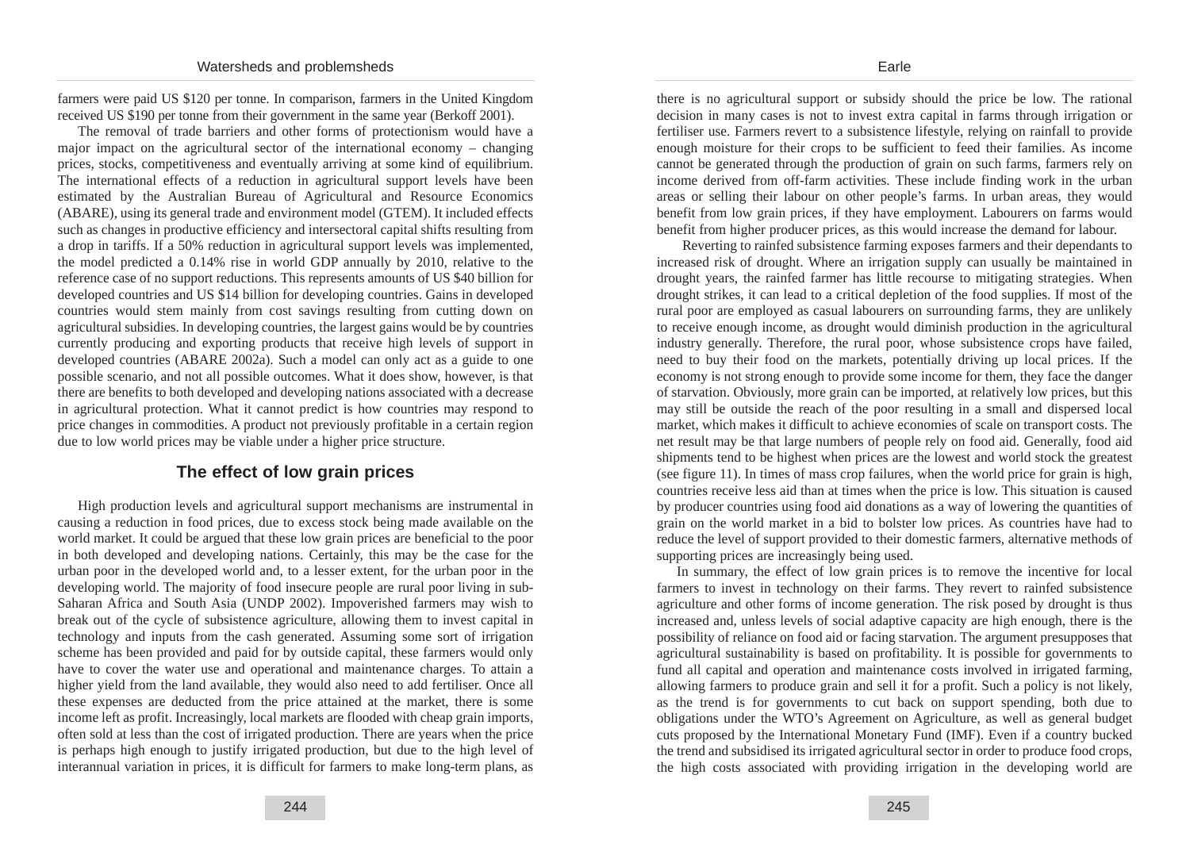farmers were paid US $120 per tonne. In comparison, farmers in the United Kingdom received US $190 per tonne from their government in the same year (Berkoff 2001).

The removal of trade barriers and other forms of protectionism would have a major impact on the agricultural sector of the international economy – changing prices, stocks, competitiveness and eventually arriving at some kind of equilibrium. The international effects of a reduction in agricultural support levels have been estimated by the Australian Bureau of Agricultural and Resource Economics (ABARE), using its general trade and environment model (GTEM). It included effects such as changes in productive efficiency and intersectoral capital shifts resulting from a drop in tariffs. If a 50% reduction in agricultural support levels was implemented, the model predicted a 0.14% rise in world GDP annually by 2010, relative to the reference case of no support reductions. This represents amounts of US $40 billion for developed countries and US $14 billion for developing countries. Gains in developed countries would stem mainly from cost savings resulting from cutting down on agricultural subsidies. In developing countries, the largest gains would be by countries currently producing and exporting products that receive high levels of support in developed countries (ABARE 2002a). Such a model can only act as a guide to one possible scenario, and not all possible outcomes. What it does show, however, is that there are benefits to both developed and developing nations associated with a decrease in agricultural protection. What it cannot predict is how countries may respond to price changes in commodities. A product not previously profitable in a certain region due to low world prices may be viable under a higher price structure.

## The effect of low grain prices

High production levels and agricultural support mechanisms are instrumental in causing a reduction in food prices, due to excess stock being made available on the world market. It could be argued that these low grain prices are beneficial to the poor in both developed and developing nations. Certainly, this may be the case for the urban poor in the developed world and, to a lesser extent, for the urban poor in the developing world. The majority of food insecure people are rural poor living in sub-Saharan Africa and South Asia (UNDP 2002). Impoverished farmers may wish to break out of the cycle of subsistence agriculture, allowing them to invest capital in technology and inputs from the cash generated. Assuming some sort of irrigation scheme has been provided and paid for by outside capital, these farmers would only have to cover the water use and operational and maintenance charges. To attain a higher yield from the land available, they would also need to add fertiliser. Once all these expenses are deducted from the price attained at the market, there is some income left as profit. Increasingly, local markets are flooded with cheap grain imports, often sold at less than the cost of irrigated production. There are years when the price is perhaps high enough to justify irrigated production, but due to the high level of interannual variation in prices, it is difficult for farmers to make long-term plans, as there is no agricultural support or subsidy should the price be low. The rational decision in many cases is not to invest extra capital in farms through irrigation or fertiliser use. Farmers revert to a subsistence lifestyle, relying on rainfall to provide enough moisture for their crops to be sufficient to feed their families. As income cannot be generated through the production of grain on such farms, farmers rely on income derived from off-farm activities. These include finding work in the urban areas or selling their labour on other people's farms. In urban areas, they would benefit from low grain prices, if they have employment. Labourers on farms would benefit from higher producer prices, as this would increase the demand for labour.

Reverting to rainfed subsistence farming exposes farmers and their dependants to increased risk of drought. Where an irrigation supply can usually be maintained in drought years, the rainfed farmer has little recourse to mitigating strategies. When drought strikes, it can lead to a critical depletion of the food supplies. If most of the rural poor are employed as casual labourers on surrounding farms, they are unlikely to receive enough income, as drought would diminish production in the agricultural industry generally. Therefore, the rural poor, whose subsistence crops have failed, need to buy their food on the markets, potentially driving up local prices. If the economy is not strong enough to provide some income for them, they face the danger of starvation. Obviously, more grain can be imported, at relatively low prices, but this may still be outside the reach of the poor resulting in a small and dispersed local market, which makes it difficult to achieve economies of scale on transport costs. The net result may be that large numbers of people rely on food aid. Generally, food aid shipments tend to be highest when prices are the lowest and world stock the greatest (see figure 11). In times of mass crop failures, when the world price for grain is high, countries receive less aid than at times when the price is low. This situation is caused by producer countries using food aid donations as a way of lowering the quantities of grain on the world market in a bid to bolster low prices. As countries have had to reduce the level of support provided to their domestic farmers, alternative methods of supporting prices are increasingly being used.

In summary, the effect of low grain prices is to remove the incentive for local farmers to invest in technology on their farms. They revert to rainfed subsistence agriculture and other forms of income generation. The risk posed by drought is thus increased and, unless levels of social adaptive capacity are high enough, there is the possibility of reliance on food aid or facing starvation. The argument presupposes that agricultural sustainability is based on profitability. It is possible for governments to fund all capital and operation and maintenance costs involved in irrigated farming, allowing farmers to produce grain and sell it for a profit. Such a policy is not likely, as the trend is for governments to cut back on support spending, both due to obligations under the WTO's Agreement on Agriculture, as well as general budget cuts proposed by the International Monetary Fund (IMF). Even if a country bucked the trend and subsidised its irrigated agricultural sector in order to produce food crops, the high costs associated with providing irrigation in the developing world are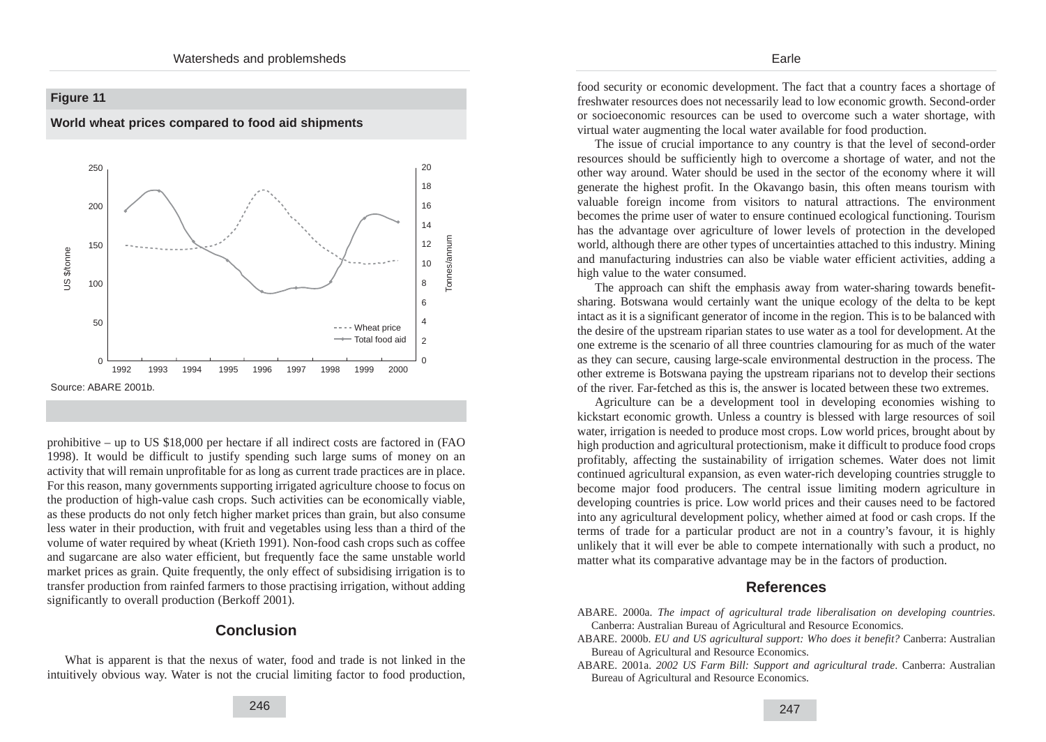**Figure 11**

**World wheat prices compared to food aid shipments**

Source: ABARE 2001b.

prohibitive – up to US $18,000 per hectare if all indirect costs are factored in (FAO 1998). It would be difficult to justify spending such large sums of money on an activity that will remain unprofitable for as long as current trade practices are in place. For this reason, many governments supporting irrigated agriculture choose to focus on the production of high-value cash crops. Such activities can be economically viable, as these products do not only fetch higher market prices than grain, but also consume less water in their production, with fruit and vegetables using less than a third of the volume of water required by wheat (Krieth 1991). Non-food cash crops such as coffee and sugarcane are also water efficient, but frequently face the same unstable world market prices as grain. Quite frequently, the only effect of subsidising irrigation is to transfer production from rainfed farmers to those practising irrigation, without adding significantly to overall production (Berkoff 2001).

## Conclusion

What is apparent is that the nexus of water, food and trade is not linked in the intuitively obvious way. Water is not the crucial limiting factor to food production, food security or economic development. The fact that a country faces a shortage of freshwater resources does not necessarily lead to low economic growth. Second-order or socioeconomic resources can be used to overcome such a water shortage, with virtual water augmenting the local water available for food production.

The issue of crucial importance to any country is that the level of second-order resources should be sufficiently high to overcome a shortage of water, and not the other way around. Water should be used in the sector of the economy where it will generate the highest profit. In the Okavango basin, this often means tourism with valuable foreign income from visitors to natural attractions. The environment becomes the prime user of water to ensure continued ecological functioning. Tourism has the advantage over agriculture of lower levels of protection in the developed world, although there are other types of uncertainties attached to this industry. Mining and manufacturing industries can also be viable water efficient activities, adding a high value to the water consumed.

The approach can shift the emphasis away from water-sharing towards benefit-sharing. Botswana would certainly want the unique ecology of the delta to be kept intact as it is a significant generator of income in the region. This is to be balanced with the desire of the upstream riparian states to use water as a tool for development. At the one extreme is the scenario of all three countries clamouring for as much of the water as they can secure, causing large-scale environmental destruction in the process. The other extreme is Botswana paying the upstream riparians not to develop their sections of the river. Far-fetched as this is, the answer is located between these two extremes.

Agriculture can be a development tool in developing economies wishing to kickstart economic growth. Unless a country is blessed with large resources of soil water, irrigation is needed to produce most crops. Low world prices, brought about by high production and agricultural protectionism, make it difficult to produce food crops profitably, affecting the sustainability of irrigation schemes. Water does not limit continued agricultural expansion, as even water-rich developing countries struggle to become major food producers. The central issue limiting modern agriculture in developing countries is price. Low world prices and their causes need to be factored into any agricultural development policy, whether aimed at food or cash crops. If the terms of trade for a particular product are not in a country's favour, it is highly unlikely that it will ever be able to compete internationally with such a product, no matter what its comparative advantage may be in the factors of production.

## References

ABARE. 2000a. *The impact of agricultural trade liberalisation on developing countries*. Canberra: Australian Bureau of Agricultural and Resource Economics.

ABARE. 2000b. *EU and US agricultural support: Who does it benefit?* Canberra: Australian Bureau of Agricultural and Resource Economics.

ABARE. 2001a. *2002 US Farm Bill: Support and agricultural trade*. Canberra: Australian Bureau of Agricultural and Resource Economics.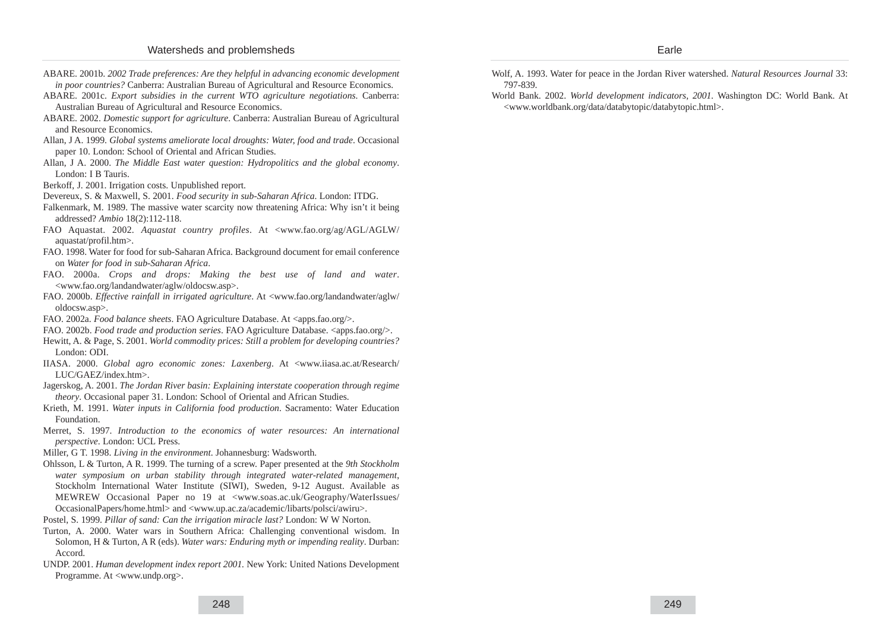ABARE. 2001b. *2002 Trade preferences: Are they helpful in advancing economic development in poor countries?* Canberra: Australian Bureau of Agricultural and Resource Economics.

ABARE. 2001c. *Export subsidies in the current WTO agriculture negotiations*. Canberra: Australian Bureau of Agricultural and Resource Economics.

ABARE. 2002. *Domestic support for agriculture*. Canberra: Australian Bureau of Agricultural and Resource Economics.

Allan, J A. 1999. *Global systems ameliorate local droughts: Water, food and trade*. Occasional paper 10. London: School of Oriental and African Studies.

Allan, J A. 2000. *The Middle East water question: Hydropolitics and the global economy*. London: I B Tauris.

Berkoff, J. 2001. Irrigation costs. Unpublished report.

Devereux, S. & Maxwell, S. 2001. *Food security in sub-Saharan Africa.* London: ITDG.

Falkenmark, M. 1989. The massive water scarcity now threatening Africa: Why isn't it being addressed? *Ambio* 18(2):112-118.

FAO Aquastat. 2002. *Aquastat country profiles*. At <www.fao.org/ag/AGL/AGLW/aquastat/profil.htm>.

FAO. 1998. Water for food for sub-Saharan Africa. Background document for email conference on *Water for food in sub-Saharan Africa*.

FAO. 2000a. *Crops and drops: Making the best use of land and water*. <www.fao.org/landandwater/aglw/oldocsw.asp>.

FAO. 2000b. *Effective rainfall in irrigated agriculture*. At <www.fao.org/landandwater/aglw/oldocsw.asp>.

FAO. 2002a. *Food balance sheets*. FAO Agriculture Database. At <apps.fao.org/>.

FAO. 2002b. *Food trade and production series*. FAO Agriculture Database. <apps.fao.org/>.

Hewitt, A. & Page, S. 2001. *World commodity prices: Still a problem for developing countries?* London: ODI.

IIASA. 2000. *Global agro economic zones: Laxenberg*. At <www.iiasa.ac.at/Research/LUC/GAEZ/index.htm>.

Jagerskog, A. 2001. *The Jordan River basin: Explaining interstate cooperation through regime theory*. Occasional paper 31. London: School of Oriental and African Studies.

Krieth, M. 1991. *Water inputs in California food production*. Sacramento: Water Education Foundation.

Merret, S. 1997. *Introduction to the economics of water resources: An international perspective*. London: UCL Press.

Miller, G T. 1998. *Living in the environment*. Johannesburg: Wadsworth.

Ohlsson, L & Turton, A R. 1999. The turning of a screw. Paper presented at the *9th Stockholm water symposium on urban stability through integrated water-related management*, Stockholm International Water Institute (SIWI), Sweden, 9-12 August. Available as MEWREW Occasional Paper no 19 at <www.soas.ac.uk/Geography/WaterIssues/OccasionalPapers/home.html> and <www.up.ac.za/academic/libarts/polsci/awiru>.

Postel, S. 1999. *Pillar of sand: Can the irrigation miracle last?* London: W W Norton.

Turton, A. 2000. Water wars in Southern Africa: Challenging conventional wisdom. In Solomon, H & Turton, A R (eds). *Water wars: Enduring myth or impending reality*. Durban: Accord.

UNDP. 2001. *Human development index report 2001.* New York: United Nations Development Programme. At <www.undp.org>.

Wolf, A. 1993. Water for peace in the Jordan River watershed. *Natural Resources Journal* 33: 797-839.

World Bank. 2002. *World development indicators, 2001*. Washington DC: World Bank. At <www.worldbank.org/data/databytopic/databytopic.html>.